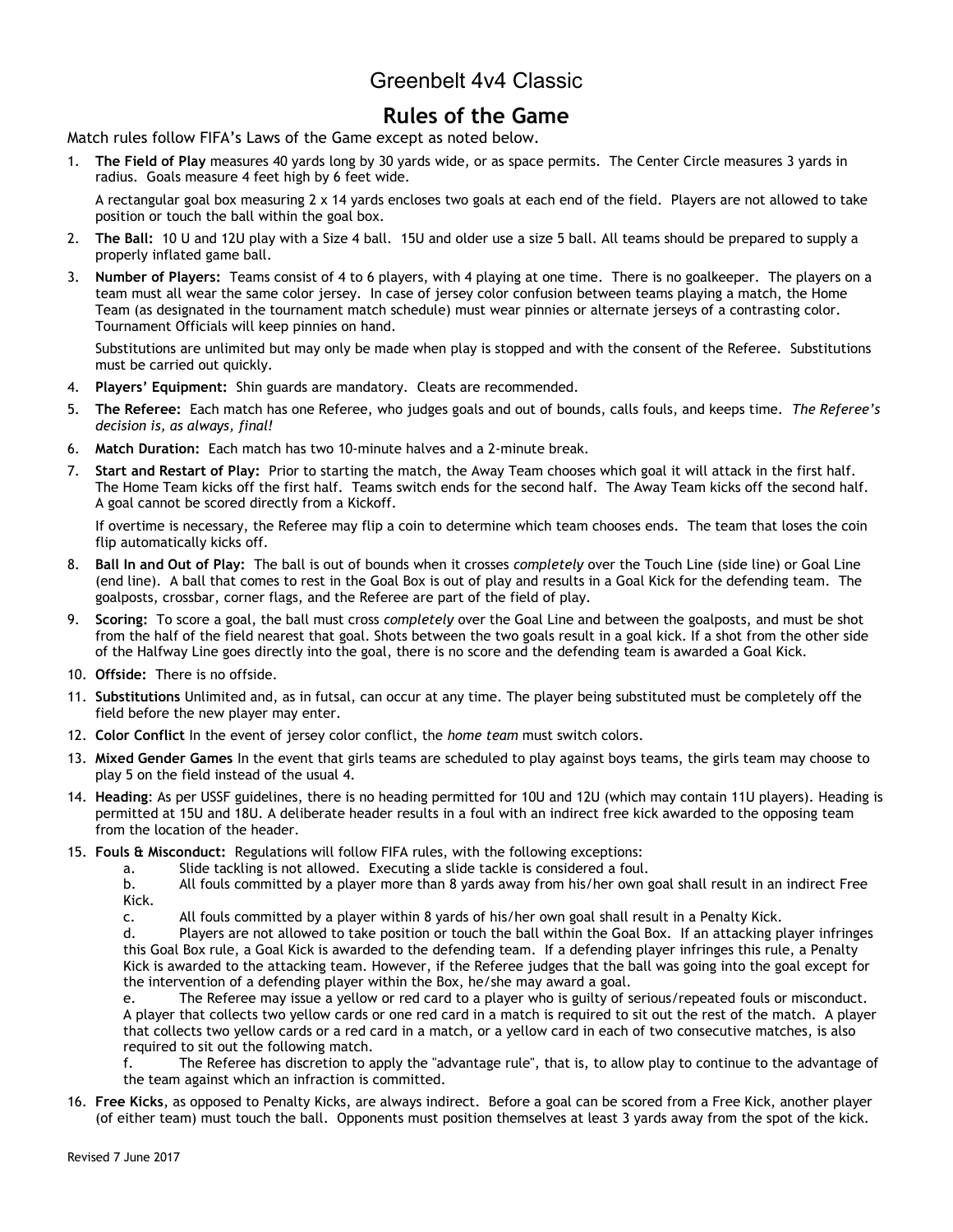# Greenbelt 4v4 Classic

## Rules of the Game

Match rules follow FIFA's Laws of the Game except as noted below.

1. **The Field of Play** measures 40 yards long by 30 yards wide, or as space permits. The Center Circle measures 3 yards in radius. Goals measure 4 feet high by 6 feet wide.

   A rectangular goal box measuring 2 x 14 yards encloses two goals at each end of the field. Players are not allowed to take position or touch the ball within the goal box.

2. **The Ball:** 10 U and 12U play with a Size 4 ball. 15U and older use a size 5 ball. All teams should be prepared to supply a properly inflated game ball.

3. **Number of Players:** Teams consist of 4 to 6 players, with 4 playing at one time. There is no goalkeeper. The players on a team must all wear the same color jersey. In case of jersey color confusion between teams playing a match, the Home Team (as designated in the tournament match schedule) must wear pinnies or alternate jerseys of a contrasting color. Tournament Officials will keep pinnies on hand.

   Substitutions are unlimited but may only be made when play is stopped and with the consent of the Referee. Substitutions must be carried out quickly.

4. **Players' Equipment:** Shin guards are mandatory. Cleats are recommended.

5. **The Referee:** Each match has one Referee, who judges goals and out of bounds, calls fouls, and keeps time. *The Referee's decision is, as always, final!*

6. **Match Duration:** Each match has two 10-minute halves and a 2-minute break.

7. **Start and Restart of Play:** Prior to starting the match, the Away Team chooses which goal it will attack in the first half. The Home Team kicks off the first half. Teams switch ends for the second half. The Away Team kicks off the second half. A goal cannot be scored directly from a Kickoff.

   If overtime is necessary, the Referee may flip a coin to determine which team chooses ends. The team that loses the coin flip automatically kicks off.

8. **Ball In and Out of Play:** The ball is out of bounds when it crosses *completely* over the Touch Line (side line) or Goal Line (end line). A ball that comes to rest in the Goal Box is out of play and results in a Goal Kick for the defending team. The goalposts, crossbar, corner flags, and the Referee are part of the field of play.

9. **Scoring:** To score a goal, the ball must cross *completely* over the Goal Line and between the goalposts, and must be shot from the half of the field nearest that goal. Shots between the two goals result in a goal kick. If a shot from the other side of the Halfway Line goes directly into the goal, there is no score and the defending team is awarded a Goal Kick.

10. **Offside:** There is no offside.

11. **Substitutions** Unlimited and, as in futsal, can occur at any time. The player being substituted must be completely off the field before the new player may enter.

12. **Color Conflict** In the event of jersey color conflict, the *home team* must switch colors.

13. **Mixed Gender Games** In the event that girls teams are scheduled to play against boys teams, the girls team may choose to play 5 on the field instead of the usual 4.

14. **Heading**: As per USSF guidelines, there is no heading permitted for 10U and 12U (which may contain 11U players). Heading is permitted at 15U and 18U. A deliberate header results in a foul with an indirect free kick awarded to the opposing team from the location of the header.

15. **Fouls & Misconduct:** Regulations will follow FIFA rules, with the following exceptions:
    a. Slide tackling is not allowed. Executing a slide tackle is considered a foul.
    b. All fouls committed by a player more than 8 yards away from his/her own goal shall result in an indirect Free Kick.
    c. All fouls committed by a player within 8 yards of his/her own goal shall result in a Penalty Kick.
    d. Players are not allowed to take position or touch the ball within the Goal Box. If an attacking player infringes this Goal Box rule, a Goal Kick is awarded to the defending team. If a defending player infringes this rule, a Penalty Kick is awarded to the attacking team. However, if the Referee judges that the ball was going into the goal except for the intervention of a defending player within the Box, he/she may award a goal.
    e. The Referee may issue a yellow or red card to a player who is guilty of serious/repeated fouls or misconduct. A player that collects two yellow cards or one red card in a match is required to sit out the rest of the match. A player that collects two yellow cards or a red card in a match, or a yellow card in each of two consecutive matches, is also required to sit out the following match.
    f. The Referee has discretion to apply the "advantage rule", that is, to allow play to continue to the advantage of the team against which an infraction is committed.

16. **Free Kicks**, as opposed to Penalty Kicks, are always indirect. Before a goal can be scored from a Free Kick, another player (of either team) must touch the ball. Opponents must position themselves at least 3 yards away from the spot of the kick.

Revised 7 June 2017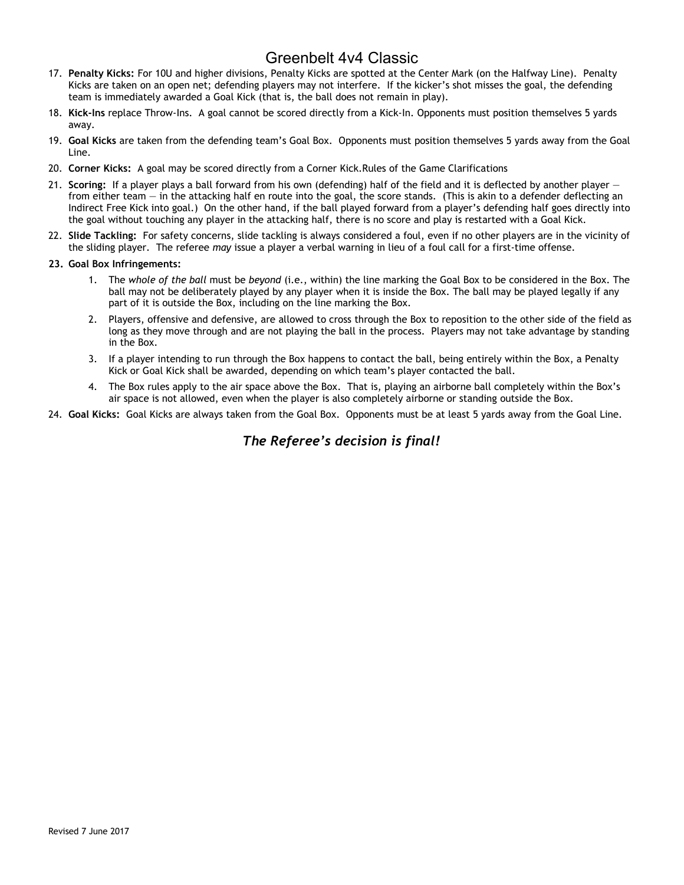# Greenbelt 4v4 Classic

17. **Penalty Kicks:** For 10U and higher divisions, Penalty Kicks are spotted at the Center Mark (on the Halfway Line). Penalty Kicks are taken on an open net; defending players may not interfere. If the kicker's shot misses the goal, the defending team is immediately awarded a Goal Kick (that is, the ball does not remain in play).
18. **Kick-Ins** replace Throw-Ins. A goal cannot be scored directly from a Kick-In. Opponents must position themselves 5 yards away.
19. **Goal Kicks** are taken from the defending team's Goal Box. Opponents must position themselves 5 yards away from the Goal Line.
20. **Corner Kicks:** A goal may be scored directly from a Corner Kick.Rules of the Game Clarifications
21. **Scoring:** If a player plays a ball forward from his own (defending) half of the field and it is deflected by another player — from either team — in the attacking half en route into the goal, the score stands. (This is akin to a defender deflecting an Indirect Free Kick into goal.) On the other hand, if the ball played forward from a player's defending half goes directly into the goal without touching any player in the attacking half, there is no score and play is restarted with a Goal Kick.
22. **Slide Tackling:** For safety concerns, slide tackling is always considered a foul, even if no other players are in the vicinity of the sliding player. The referee *may* issue a player a verbal warning in lieu of a foul call for a first-time offense.
23. **Goal Box Infringements:**
    1. The *whole of the ball* must be *beyond* (i.e., within) the line marking the Goal Box to be considered in the Box. The ball may not be deliberately played by any player when it is inside the Box. The ball may be played legally if any part of it is outside the Box, including on the line marking the Box.
    2. Players, offensive and defensive, are allowed to cross through the Box to reposition to the other side of the field as long as they move through and are not playing the ball in the process. Players may not take advantage by standing in the Box.
    3. If a player intending to run through the Box happens to contact the ball, being entirely within the Box, a Penalty Kick or Goal Kick shall be awarded, depending on which team's player contacted the ball.
    4. The Box rules apply to the air space above the Box. That is, playing an airborne ball completely within the Box's air space is not allowed, even when the player is also completely airborne or standing outside the Box.
24. **Goal Kicks:** Goal Kicks are always taken from the Goal Box. Opponents must be at least 5 yards away from the Goal Line.

## *The Referee's decision is final!*

Revised 7 June 2017